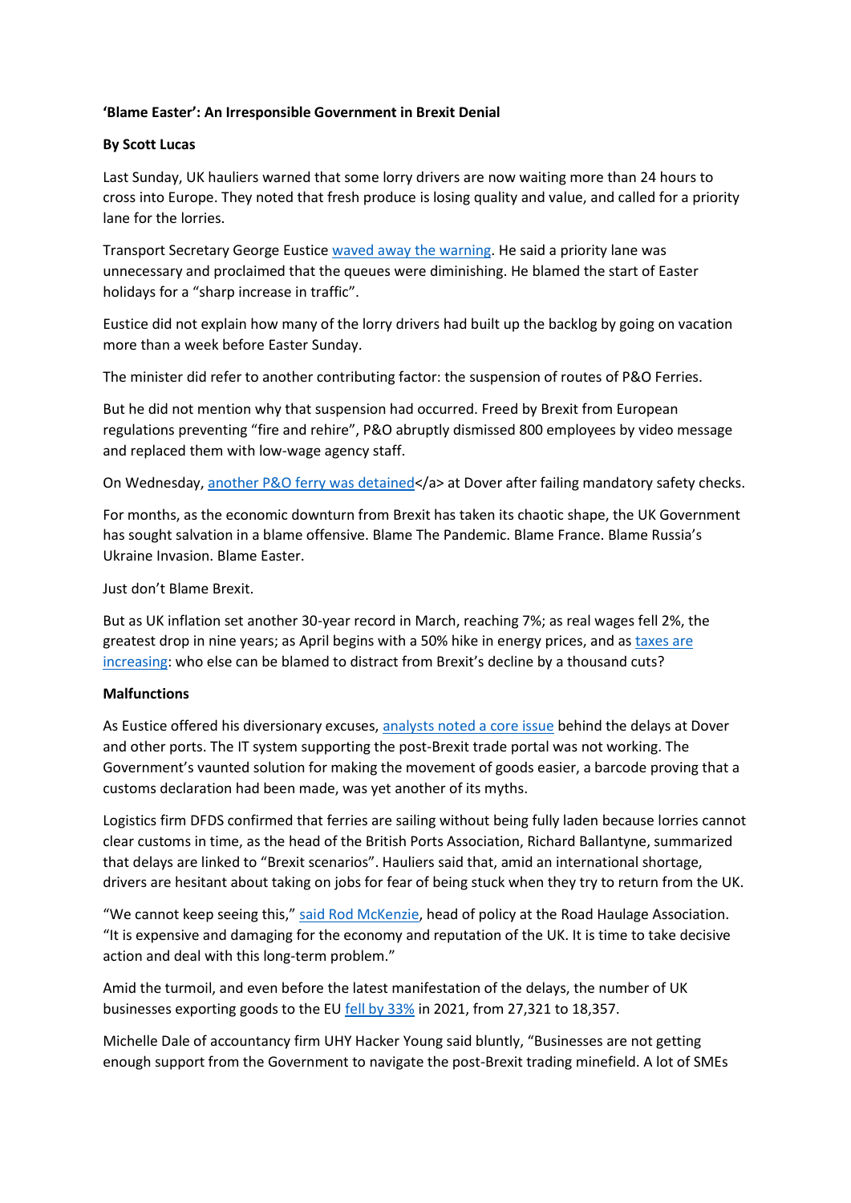**'Blame Easter': An Irresponsible Government in Brexit Denial**

**By Scott Lucas**

Last Sunday, UK hauliers warned that some lorry drivers are now waiting more than 24 hours to cross into Europe. They noted that fresh produce is losing quality and value, and called for a priority lane for the lorries.

Transport Secretary George Eustice waved away the warning. He said a priority lane was unnecessary and proclaimed that the queues were diminishing. He blamed the start of Easter holidays for a "sharp increase in traffic".

Eustice did not explain how many of the lorry drivers had built up the backlog by going on vacation more than a week before Easter Sunday.

The minister did refer to another contributing factor: the suspension of routes of P&O Ferries.

But he did not mention why that suspension had occurred. Freed by Brexit from European regulations preventing "fire and rehire", P&O abruptly dismissed 800 employees by video message and replaced them with low-wage agency staff.

On Wednesday, another P&O ferry was detained</a> at Dover after failing mandatory safety checks.

For months, as the economic downturn from Brexit has taken its chaotic shape, the UK Government has sought salvation in a blame offensive. Blame The Pandemic. Blame France. Blame Russia's Ukraine Invasion. Blame Easter.

Just don't Blame Brexit.

But as UK inflation set another 30-year record in March, reaching 7%; as real wages fell 2%, the greatest drop in nine years; as April begins with a 50% hike in energy prices, and as taxes are increasing: who else can be blamed to distract from Brexit's decline by a thousand cuts?

**Malfunctions**

As Eustice offered his diversionary excuses, analysts noted a core issue behind the delays at Dover and other ports. The IT system supporting the post-Brexit trade portal was not working. The Government's vaunted solution for making the movement of goods easier, a barcode proving that a customs declaration had been made, was yet another of its myths.

Logistics firm DFDS confirmed that ferries are sailing without being fully laden because lorries cannot clear customs in time, as the head of the British Ports Association, Richard Ballantyne, summarized that delays are linked to "Brexit scenarios". Hauliers said that, amid an international shortage, drivers are hesitant about taking on jobs for fear of being stuck when they try to return from the UK.

"We cannot keep seeing this," said Rod McKenzie, head of policy at the Road Haulage Association. "It is expensive and damaging for the economy and reputation of the UK. It is time to take decisive action and deal with this long-term problem."

Amid the turmoil, and even before the latest manifestation of the delays, the number of UK businesses exporting goods to the EU fell by 33% in 2021, from 27,321 to 18,357.

Michelle Dale of accountancy firm UHY Hacker Young said bluntly, "Businesses are not getting enough support from the Government to navigate the post-Brexit trading minefield. A lot of SMEs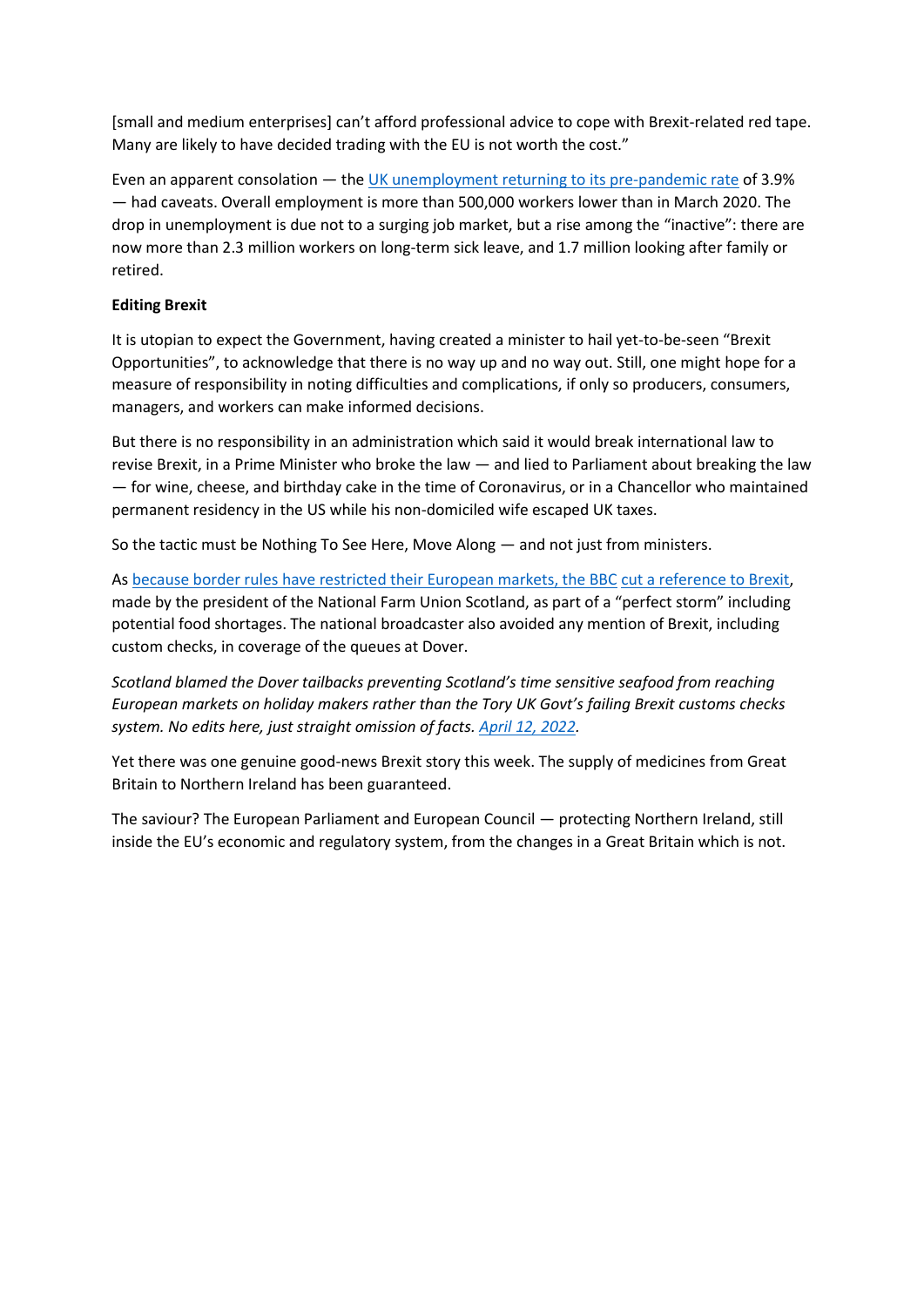[small and medium enterprises] can't afford professional advice to cope with Brexit-related red tape. Many are likely to have decided trading with the EU is not worth the cost."

Even an apparent consolation — the UK unemployment returning to its pre-pandemic rate of 3.9% — had caveats. Overall employment is more than 500,000 workers lower than in March 2020. The drop in unemployment is due not to a surging job market, but a rise among the "inactive": there are now more than 2.3 million workers on long-term sick leave, and 1.7 million looking after family or retired.

**Editing Brexit**

It is utopian to expect the Government, having created a minister to hail yet-to-be-seen "Brexit Opportunities", to acknowledge that there is no way up and no way out. Still, one might hope for a measure of responsibility in noting difficulties and complications, if only so producers, consumers, managers, and workers can make informed decisions.

But there is no responsibility in an administration which said it would break international law to revise Brexit, in a Prime Minister who broke the law — and lied to Parliament about breaking the law — for wine, cheese, and birthday cake in the time of Coronavirus, or in a Chancellor who maintained permanent residency in the US while his non-domiciled wife escaped UK taxes.

So the tactic must be Nothing To See Here, Move Along — and not just from ministers.

As because border rules have restricted their European markets, the BBC cut a reference to Brexit, made by the president of the National Farm Union Scotland, as part of a "perfect storm" including potential food shortages. The national broadcaster also avoided any mention of Brexit, including custom checks, in coverage of the queues at Dover.

*Scotland blamed the Dover tailbacks preventing Scotland's time sensitive seafood from reaching European markets on holiday makers rather than the Tory UK Govt's failing Brexit customs checks system. No edits here, just straight omission of facts. April 12, 2022.*

Yet there was one genuine good-news Brexit story this week. The supply of medicines from Great Britain to Northern Ireland has been guaranteed.

The saviour? The European Parliament and European Council — protecting Northern Ireland, still inside the EU's economic and regulatory system, from the changes in a Great Britain which is not.